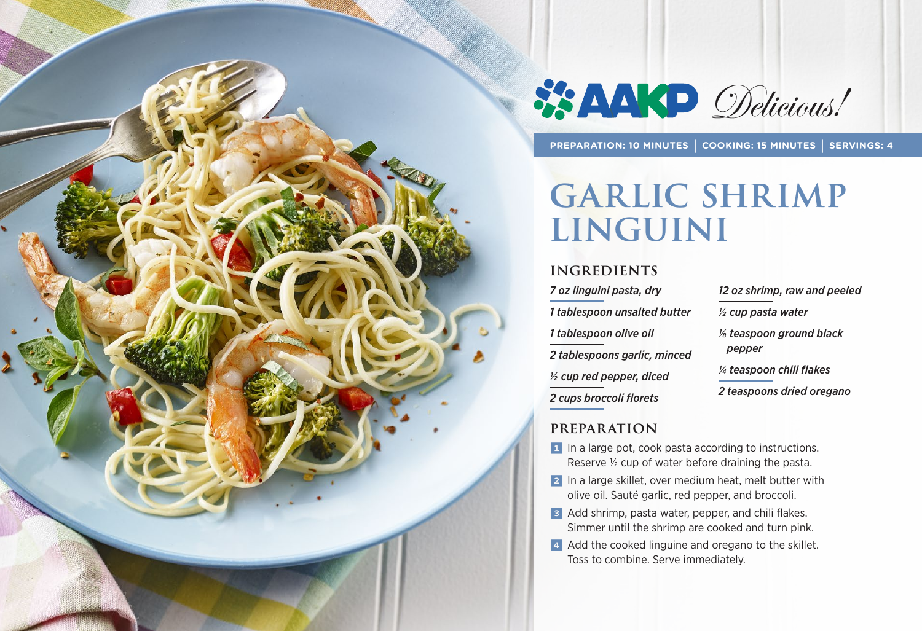AAKP *Delicious!*

PREPARATION: 10 MINUTES | COOKING: 15 MINUTES | SERVINGS: 4

# GARLIC SHRIMP LINGUINI

## INGREDIENTS

- *7 oz linguini pasta, dry*
- *1 tablespoon unsalted butter*
- *1 tablespoon olive oil*
- *2 tablespoons garlic, minced*
- *½ cup red pepper, diced*
- *2 cups broccoli florets*
- *12 oz shrimp, raw and peeled*
- *½ cup pasta water*
- *⅛ teaspoon ground black pepper*
- *¼ teaspoon chili flakes*
- *2 teaspoons dried oregano*

## PREPARATION

1. In a large pot, cook pasta according to instructions. Reserve ½ cup of water before draining the pasta.
2. In a large skillet, over medium heat, melt butter with olive oil. Sauté garlic, red pepper, and broccoli.
3. Add shrimp, pasta water, pepper, and chili flakes. Simmer until the shrimp are cooked and turn pink.
4. Add the cooked linguine and oregano to the skillet. Toss to combine. Serve immediately.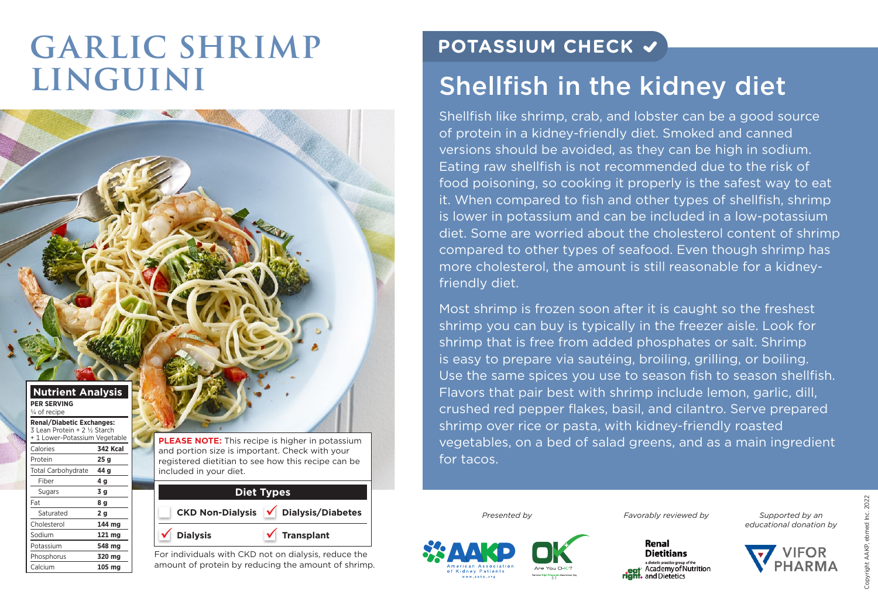# GARLIC SHRIMP LINGUINI

## Nutrient Analysis

**PER SERVING**
¼ of recipe

**Renal/Diabetic Exchanges:**
3 Lean Protein + 2 ½ Starch + 1 Lower-Potassium Vegetable

| | |
|---|---|
| Calories | **342 Kcal** |
| Protein | **25 g** |
| Total Carbohydrate | **44 g** |
| Fiber | **4 g** |
| Sugars | **3 g** |
| Fat | **8 g** |
| Saturated | **2 g** |
| Cholesterol | **144 mg** |
| Sodium | **121 mg** |
| Potassium | **548 mg** |
| Phosphorus | **320 mg** |
| Calcium | **105 mg** |

**PLEASE NOTE:** This recipe is higher in potassium and portion size is important. Check with your registered dietitian to see how this recipe can be included in your diet.

**Diet Types**

| | |
|---|---|
| ☐ **CKD Non-Dialysis** | ✓ **Dialysis/Diabetes** |
| ✓ **Dialysis** | ✓ **Transplant** |

For individuals with CKD not on dialysis, reduce the amount of protein by reducing the amount of shrimp.

## POTASSIUM CHECK ✔

# Shellfish in the kidney diet

Shellfish like shrimp, crab, and lobster can be a good source of protein in a kidney-friendly diet. Smoked and canned versions should be avoided, as they can be high in sodium. Eating raw shellfish is not recommended due to the risk of food poisoning, so cooking it properly is the safest way to eat it. When compared to fish and other types of shellfish, shrimp is lower in potassium and can be included in a low-potassium diet. Some are worried about the cholesterol content of shrimp compared to other types of seafood. Even though shrimp has more cholesterol, the amount is still reasonable for a kidney-friendly diet.

Most shrimp is frozen soon after it is caught so the freshest shrimp you can buy is typically in the freezer aisle. Look for shrimp that is free from added phosphates or salt. Shrimp is easy to prepare via sautéing, broiling, grilling, or boiling. Use the same spices you use to season fish to season shellfish. Flavors that pair best with shrimp include lemon, garlic, dill, crushed red pepper flakes, basil, and cilantro. Serve prepared shrimp over rice or pasta, with kidney-friendly roasted vegetables, on a bed of salad greens, and as a main ingredient for tacos.

*Presented by*

AAKP American Association of Kidney Patients www.aakp.org

OK Are You O-K?

*Favorably reviewed by*

Renal Dietitians a dietetic practice group of the eat right. Academy of Nutrition and Dietetics

*Supported by an educational donation by*

VIFOR PHARMA

Copyright AAKP, ebmed Inc. 2022